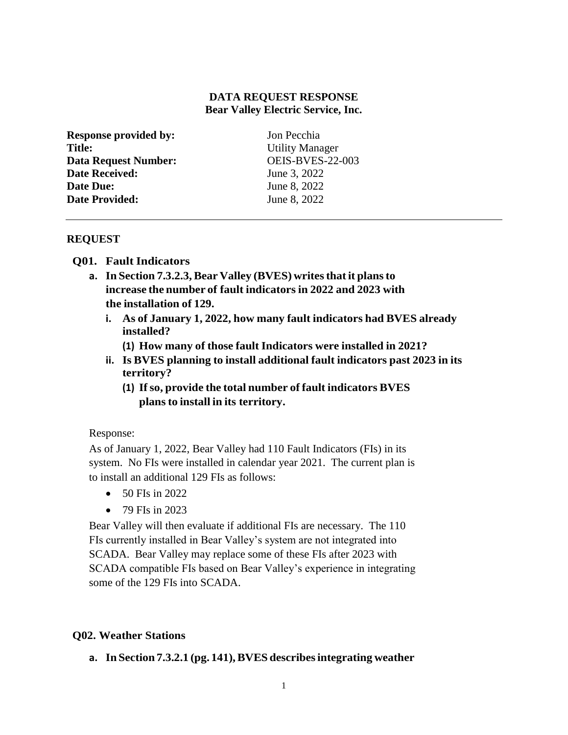**DATA REQUEST RESPONSE**
**Bear Valley Electric Service, Inc.**

| | |
|---|---|
| **Response provided by:** | Jon Pecchia |
| **Title:** | Utility Manager |
| **Data Request Number:** | OEIS-BVES-22-003 |
| **Date Received:** | June 3, 2022 |
| **Date Due:** | June 8, 2022 |
| **Date Provided:** | June 8, 2022 |

---

## REQUEST

### Q01. Fault Indicators

**a. In Section 7.3.2.3, Bear Valley (BVES) writes that it plans to increase the number of fault indicators in 2022 and 2023 with the installation of 129.**

**i. As of January 1, 2022, how many fault indicators had BVES already installed?**

**(1) How many of those fault Indicators were installed in 2021?**

**ii. Is BVES planning to install additional fault indicators past 2023 in its territory?**

**(1) If so, provide the total number of fault indicators BVES plans to install in its territory.**

Response:

As of January 1, 2022, Bear Valley had 110 Fault Indicators (FIs) in its system. No FIs were installed in calendar year 2021. The current plan is to install an additional 129 FIs as follows:

- 50 FIs in 2022
- 79 FIs in 2023

Bear Valley will then evaluate if additional FIs are necessary. The 110 FIs currently installed in Bear Valley's system are not integrated into SCADA. Bear Valley may replace some of these FIs after 2023 with SCADA compatible FIs based on Bear Valley's experience in integrating some of the 129 FIs into SCADA.

### Q02. Weather Stations

**a. In Section 7.3.2.1 (pg. 141), BVES describes integrating weather**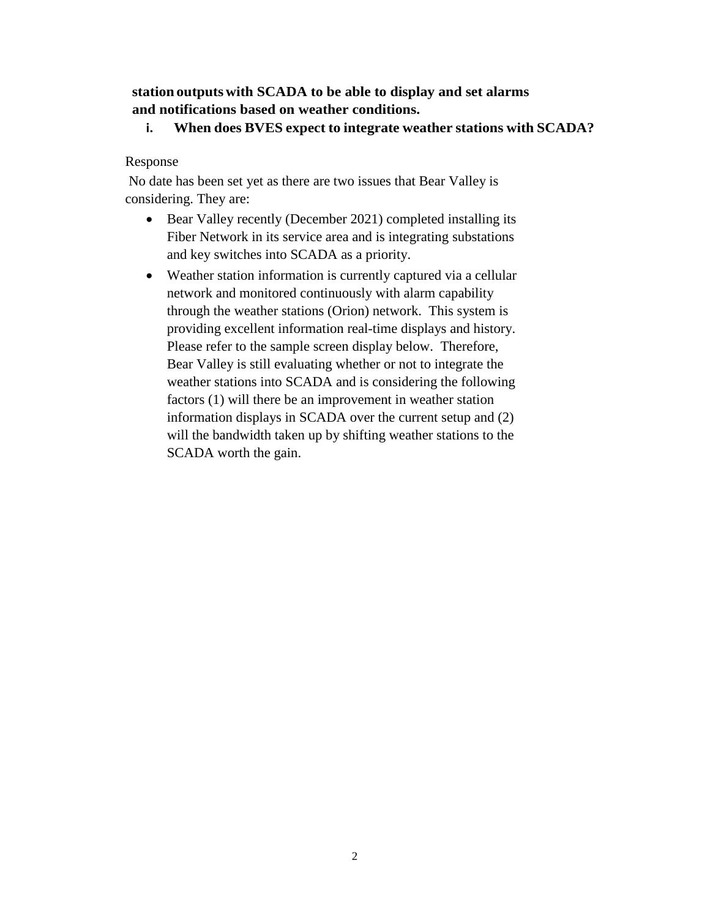**station outputs with SCADA to be able to display and set alarms and notifications based on weather conditions.**

**i. When does BVES expect to integrate weather stations with SCADA?**

Response

No date has been set yet as there are two issues that Bear Valley is considering. They are:

- Bear Valley recently (December 2021) completed installing its Fiber Network in its service area and is integrating substations and key switches into SCADA as a priority.
- Weather station information is currently captured via a cellular network and monitored continuously with alarm capability through the weather stations (Orion) network. This system is providing excellent information real-time displays and history. Please refer to the sample screen display below. Therefore, Bear Valley is still evaluating whether or not to integrate the weather stations into SCADA and is considering the following factors (1) will there be an improvement in weather station information displays in SCADA over the current setup and (2) will the bandwidth taken up by shifting weather stations to the SCADA worth the gain.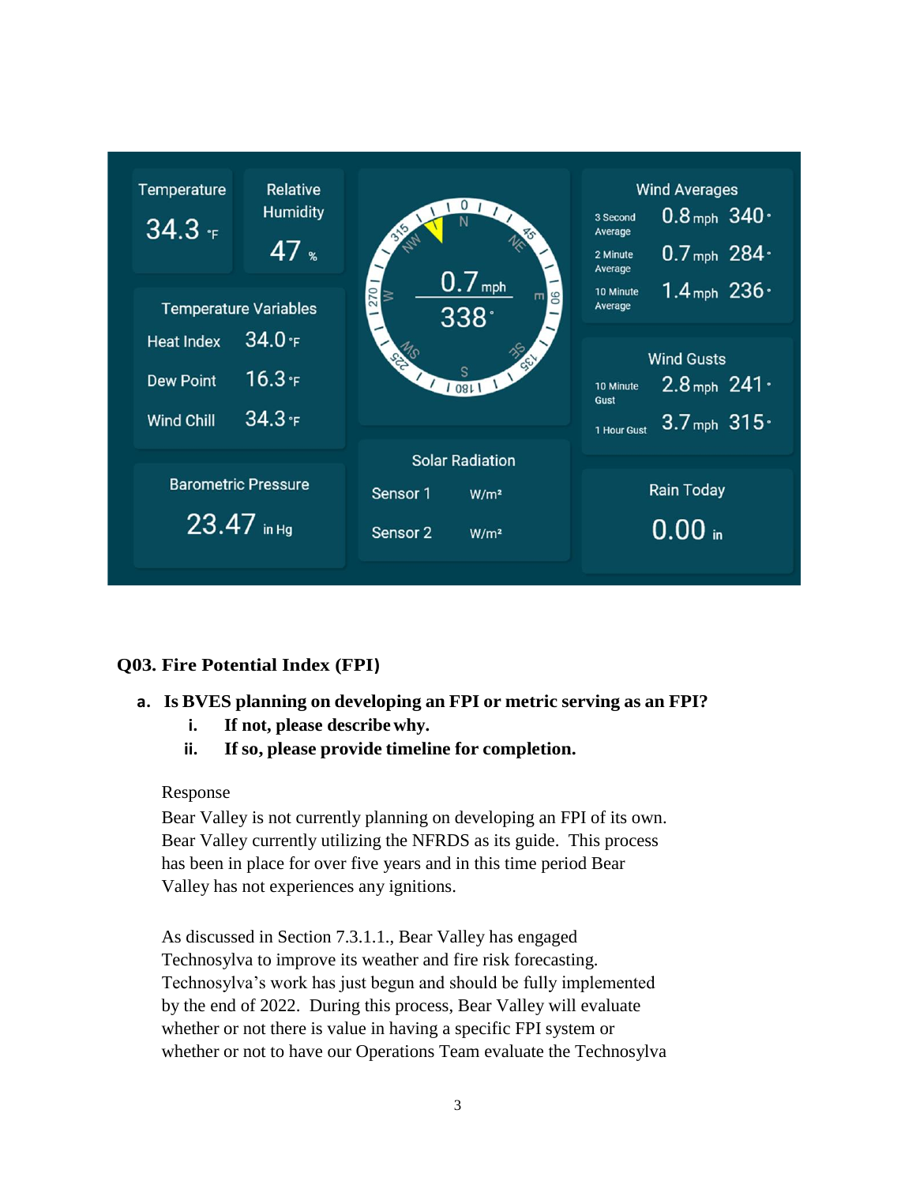Temperature 34.3 °F

Relative Humidity 47 %

0.7 mph 338°

Wind Averages

| | | |
|---|---|---|
| 3 Second Average | 0.8 mph | 340° |
| 2 Minute Average | 0.7 mph | 284° |
| 10 Minute Average | 1.4 mph | 236° |

Temperature Variables

| | |
|---|---|
| Heat Index | 34.0 °F |
| Dew Point | 16.3 °F |
| Wind Chill | 34.3 °F |

Wind Gusts

| | | |
|---|---|---|
| 10 Minute Gust | 2.8 mph | 241° |
| 1 Hour Gust | 3.7 mph | 315° |

Barometric Pressure 23.47 in Hg

Solar Radiation

Sensor 1 W/m²

Sensor 2 W/m²

Rain Today 0.00 in

## Q03. Fire Potential Index (FPI)

**a. Is BVES planning on developing an FPI or metric serving as an FPI?**

  **i. If not, please describe why.**

  **ii. If so, please provide timeline for completion.**

Response

Bear Valley is not currently planning on developing an FPI of its own. Bear Valley currently utilizing the NFRDS as its guide. This process has been in place for over five years and in this time period Bear Valley has not experiences any ignitions.

As discussed in Section 7.3.1.1., Bear Valley has engaged Technosylva to improve its weather and fire risk forecasting. Technosylva's work has just begun and should be fully implemented by the end of 2022. During this process, Bear Valley will evaluate whether or not there is value in having a specific FPI system or whether or not to have our Operations Team evaluate the Technosylva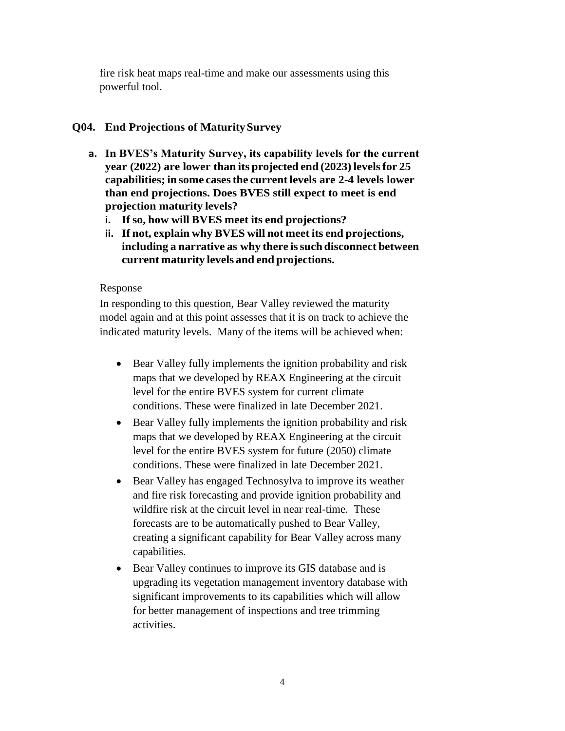fire risk heat maps real-time and make our assessments using this powerful tool.

## Q04. End Projections of Maturity Survey

**a. In BVES's Maturity Survey, its capability levels for the current year (2022) are lower than its projected end (2023) levels for 25 capabilities; in some cases the current levels are 2-4 levels lower than end projections. Does BVES still expect to meet is end projection maturity levels?**

   **i. If so, how will BVES meet its end projections?**

   **ii. If not, explain why BVES will not meet its end projections, including a narrative as why there is such disconnect between current maturity levels and end projections.**

Response

In responding to this question, Bear Valley reviewed the maturity model again and at this point assesses that it is on track to achieve the indicated maturity levels. Many of the items will be achieved when:

- Bear Valley fully implements the ignition probability and risk maps that we developed by REAX Engineering at the circuit level for the entire BVES system for current climate conditions. These were finalized in late December 2021.
- Bear Valley fully implements the ignition probability and risk maps that we developed by REAX Engineering at the circuit level for the entire BVES system for future (2050) climate conditions. These were finalized in late December 2021.
- Bear Valley has engaged Technosylva to improve its weather and fire risk forecasting and provide ignition probability and wildfire risk at the circuit level in near real-time. These forecasts are to be automatically pushed to Bear Valley, creating a significant capability for Bear Valley across many capabilities.
- Bear Valley continues to improve its GIS database and is upgrading its vegetation management inventory database with significant improvements to its capabilities which will allow for better management of inspections and tree trimming activities.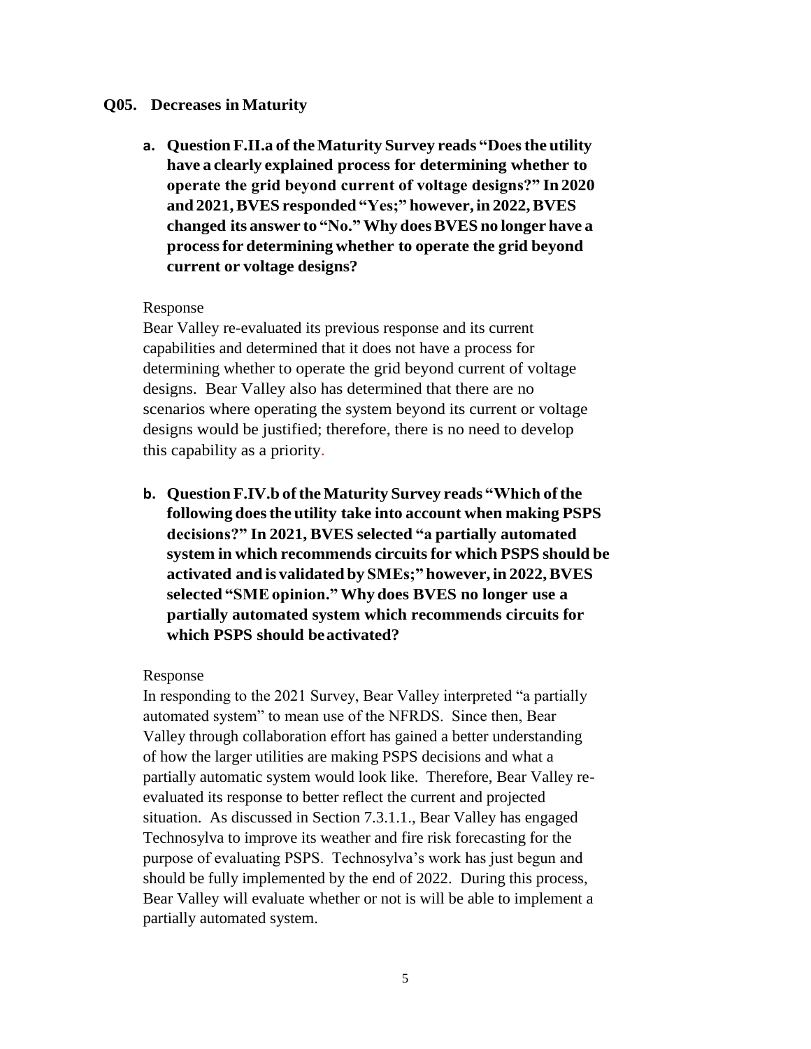## Q05. Decreases in Maturity

**a. Question F.II.a of the Maturity Survey reads "Does the utility have a clearly explained process for determining whether to operate the grid beyond current of voltage designs?" In 2020 and 2021, BVES responded "Yes;" however, in 2022, BVES changed its answer to "No." Why does BVES no longer have a process for determining whether to operate the grid beyond current or voltage designs?**

Response

Bear Valley re-evaluated its previous response and its current capabilities and determined that it does not have a process for determining whether to operate the grid beyond current of voltage designs. Bear Valley also has determined that there are no scenarios where operating the system beyond its current or voltage designs would be justified; therefore, there is no need to develop this capability as a priority.

**b. Question F.IV.b of the Maturity Survey reads "Which of the following does the utility take into account when making PSPS decisions?" In 2021, BVES selected "a partially automated system in which recommends circuits for which PSPS should be activated and is validated by SMEs;" however, in 2022, BVES selected "SME opinion." Why does BVES no longer use a partially automated system which recommends circuits for which PSPS should be activated?**

Response

In responding to the 2021 Survey, Bear Valley interpreted "a partially automated system" to mean use of the NFRDS. Since then, Bear Valley through collaboration effort has gained a better understanding of how the larger utilities are making PSPS decisions and what a partially automatic system would look like. Therefore, Bear Valley re-evaluated its response to better reflect the current and projected situation. As discussed in Section 7.3.1.1., Bear Valley has engaged Technosylva to improve its weather and fire risk forecasting for the purpose of evaluating PSPS. Technosylva's work has just begun and should be fully implemented by the end of 2022. During this process, Bear Valley will evaluate whether or not is will be able to implement a partially automated system.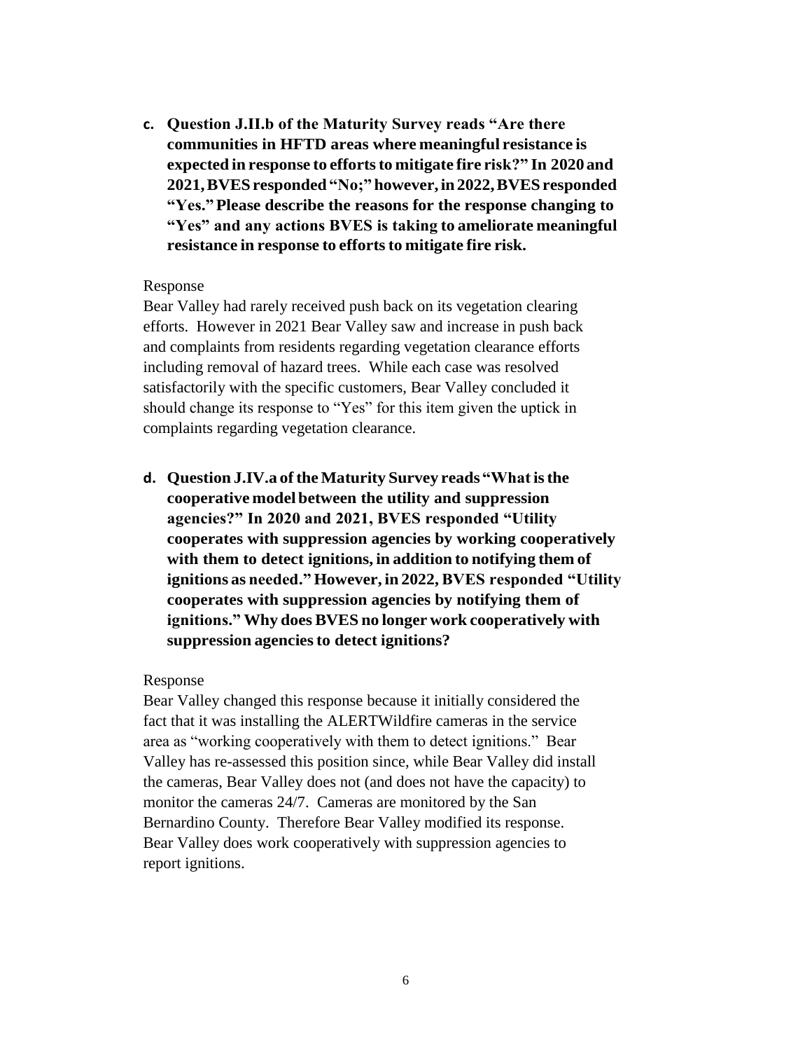c. **Question J.II.b of the Maturity Survey reads "Are there communities in HFTD areas where meaningful resistance is expected in response to efforts to mitigate fire risk?" In 2020 and 2021, BVES responded "No;" however, in 2022, BVES responded "Yes." Please describe the reasons for the response changing to "Yes" and any actions BVES is taking to ameliorate meaningful resistance in response to efforts to mitigate fire risk.**

Response

Bear Valley had rarely received push back on its vegetation clearing efforts. However in 2021 Bear Valley saw and increase in push back and complaints from residents regarding vegetation clearance efforts including removal of hazard trees. While each case was resolved satisfactorily with the specific customers, Bear Valley concluded it should change its response to "Yes" for this item given the uptick in complaints regarding vegetation clearance.

d. **Question J.IV.a of the Maturity Survey reads "What is the cooperative model between the utility and suppression agencies?" In 2020 and 2021, BVES responded "Utility cooperates with suppression agencies by working cooperatively with them to detect ignitions, in addition to notifying them of ignitions as needed." However, in 2022, BVES responded "Utility cooperates with suppression agencies by notifying them of ignitions." Why does BVES no longer work cooperatively with suppression agencies to detect ignitions?**

Response

Bear Valley changed this response because it initially considered the fact that it was installing the ALERTWildfire cameras in the service area as "working cooperatively with them to detect ignitions." Bear Valley has re-assessed this position since, while Bear Valley did install the cameras, Bear Valley does not (and does not have the capacity) to monitor the cameras 24/7. Cameras are monitored by the San Bernardino County. Therefore Bear Valley modified its response. Bear Valley does work cooperatively with suppression agencies to report ignitions.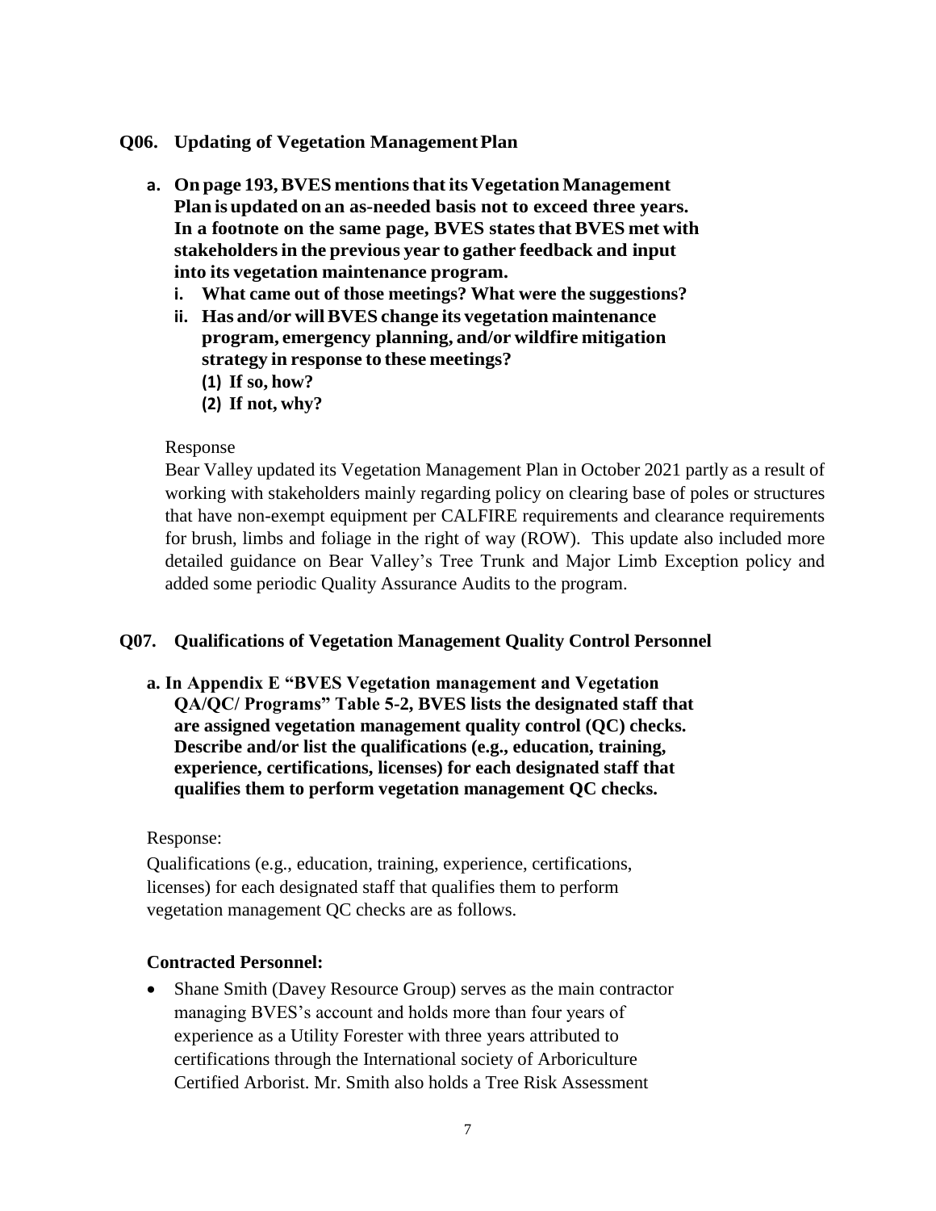### Q06. Updating of Vegetation Management Plan

**a. On page 193, BVES mentions that its Vegetation Management Plan is updated on an as-needed basis not to exceed three years. In a footnote on the same page, BVES states that BVES met with stakeholders in the previous year to gather feedback and input into its vegetation maintenance program.**

  **i. What came out of those meetings? What were the suggestions?**

  **ii. Has and/or will BVES change its vegetation maintenance program, emergency planning, and/or wildfire mitigation strategy in response to these meetings?**

   **(1) If so, how?**

   **(2) If not, why?**

Response

Bear Valley updated its Vegetation Management Plan in October 2021 partly as a result of working with stakeholders mainly regarding policy on clearing base of poles or structures that have non-exempt equipment per CALFIRE requirements and clearance requirements for brush, limbs and foliage in the right of way (ROW). This update also included more detailed guidance on Bear Valley's Tree Trunk and Major Limb Exception policy and added some periodic Quality Assurance Audits to the program.

### Q07. Qualifications of Vegetation Management Quality Control Personnel

**a. In Appendix E "BVES Vegetation management and Vegetation QA/QC/ Programs" Table 5-2, BVES lists the designated staff that are assigned vegetation management quality control (QC) checks. Describe and/or list the qualifications (e.g., education, training, experience, certifications, licenses) for each designated staff that qualifies them to perform vegetation management QC checks.**

Response:

Qualifications (e.g., education, training, experience, certifications, licenses) for each designated staff that qualifies them to perform vegetation management QC checks are as follows.

**Contracted Personnel:**

- Shane Smith (Davey Resource Group) serves as the main contractor managing BVES's account and holds more than four years of experience as a Utility Forester with three years attributed to certifications through the International society of Arboriculture Certified Arborist. Mr. Smith also holds a Tree Risk Assessment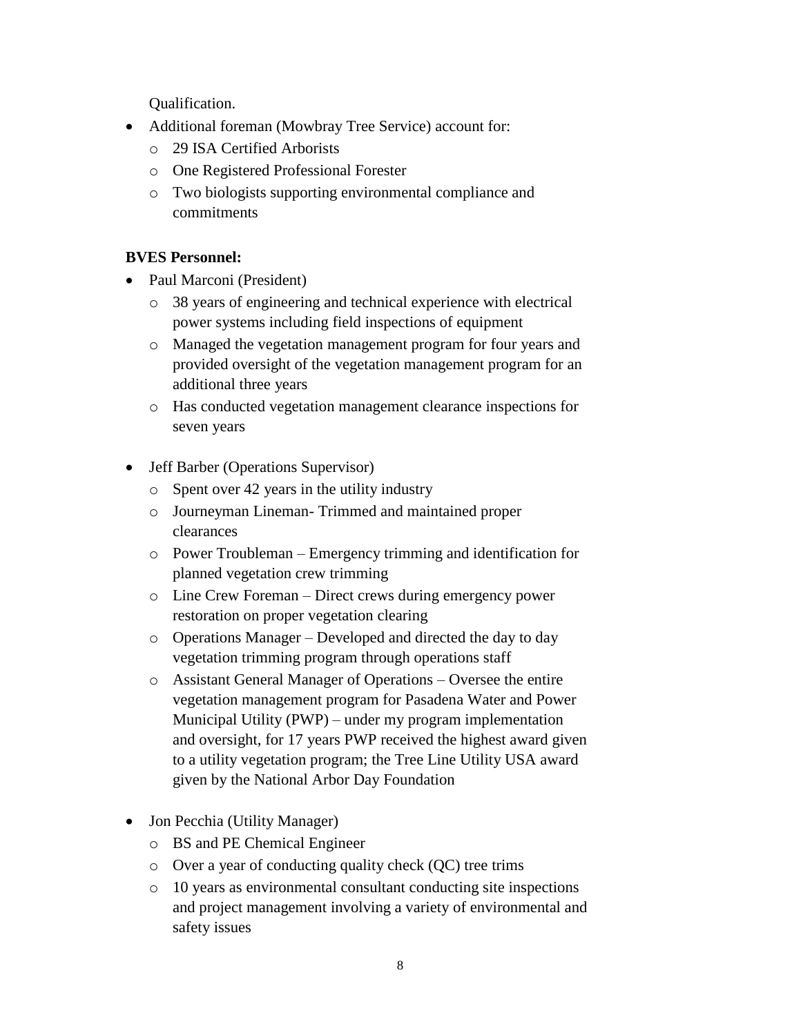Qualification.

- Additional foreman (Mowbray Tree Service) account for:
  - 29 ISA Certified Arborists
  - One Registered Professional Forester
  - Two biologists supporting environmental compliance and commitments

**BVES Personnel:**

- Paul Marconi (President)
  - 38 years of engineering and technical experience with electrical power systems including field inspections of equipment
  - Managed the vegetation management program for four years and provided oversight of the vegetation management program for an additional three years
  - Has conducted vegetation management clearance inspections for seven years

- Jeff Barber (Operations Supervisor)
  - Spent over 42 years in the utility industry
  - Journeyman Lineman- Trimmed and maintained proper clearances
  - Power Troubleman – Emergency trimming and identification for planned vegetation crew trimming
  - Line Crew Foreman – Direct crews during emergency power restoration on proper vegetation clearing
  - Operations Manager – Developed and directed the day to day vegetation trimming program through operations staff
  - Assistant General Manager of Operations – Oversee the entire vegetation management program for Pasadena Water and Power Municipal Utility (PWP) – under my program implementation and oversight, for 17 years PWP received the highest award given to a utility vegetation program; the Tree Line Utility USA award given by the National Arbor Day Foundation

- Jon Pecchia (Utility Manager)
  - BS and PE Chemical Engineer
  - Over a year of conducting quality check (QC) tree trims
  - 10 years as environmental consultant conducting site inspections and project management involving a variety of environmental and safety issues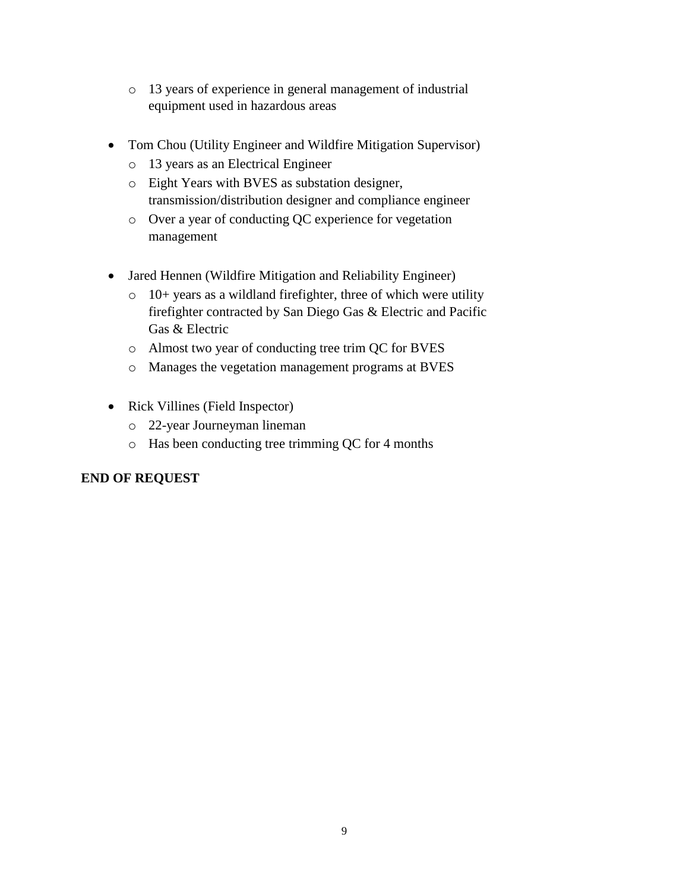- 13 years of experience in general management of industrial equipment used in hazardous areas

- Tom Chou (Utility Engineer and Wildfire Mitigation Supervisor)
  - 13 years as an Electrical Engineer
  - Eight Years with BVES as substation designer, transmission/distribution designer and compliance engineer
  - Over a year of conducting QC experience for vegetation management

- Jared Hennen (Wildfire Mitigation and Reliability Engineer)
  - 10+ years as a wildland firefighter, three of which were utility firefighter contracted by San Diego Gas & Electric and Pacific Gas & Electric
  - Almost two year of conducting tree trim QC for BVES
  - Manages the vegetation management programs at BVES

- Rick Villines (Field Inspector)
  - 22-year Journeyman lineman
  - Has been conducting tree trimming QC for 4 months

**END OF REQUEST**